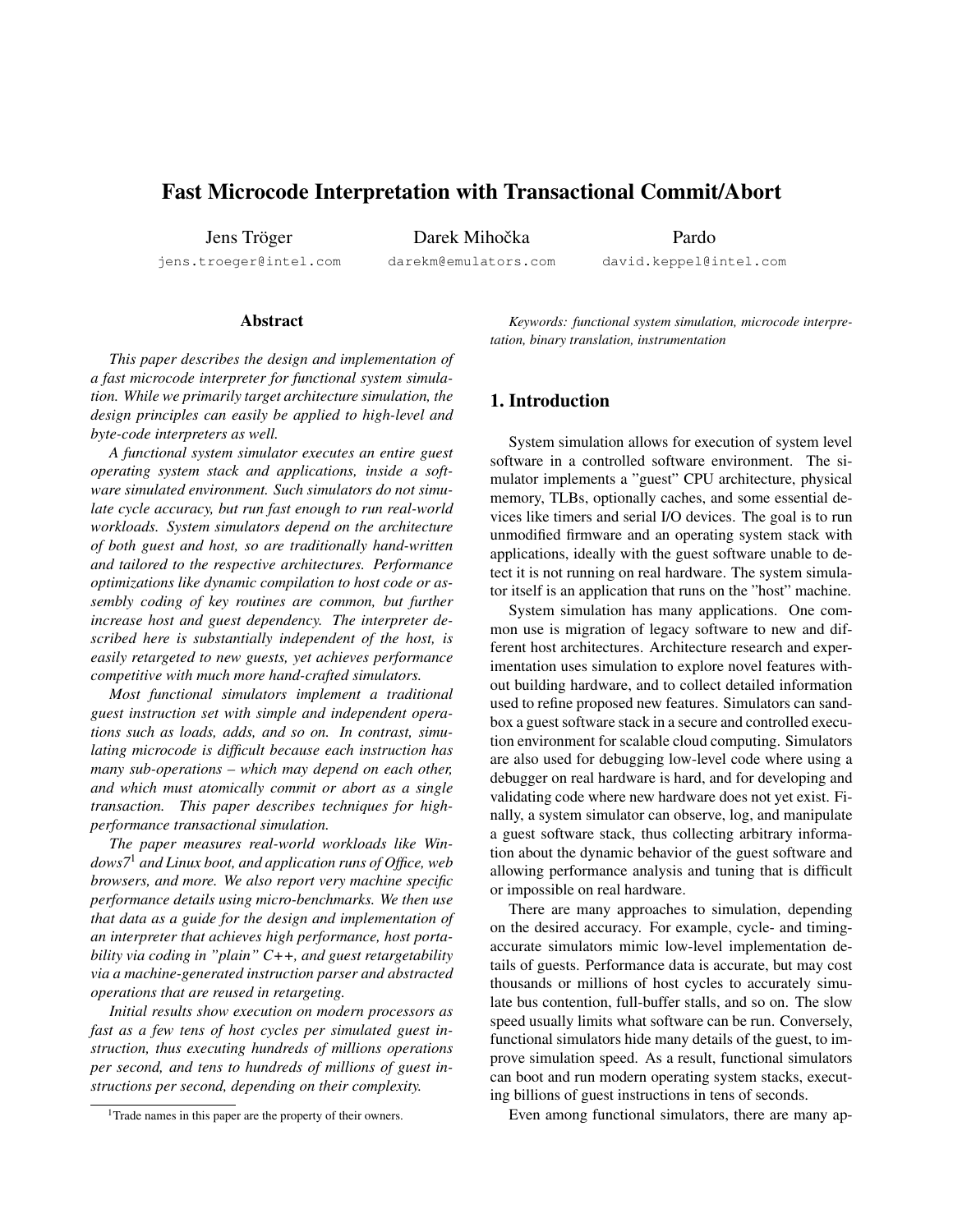# Fast Microcode Interpretation with Transactional Commit/Abort

Jens Tröger
jens.troeger@intel.com

Darek Mihočka
darekm@emulators.com

Pardo
david.keppel@intel.com

## Abstract

*This paper describes the design and implementation of a fast microcode interpreter for functional system simulation. While we primarily target architecture simulation, the design principles can easily be applied to high-level and byte-code interpreters as well.*

*A functional system simulator executes an entire guest operating system stack and applications, inside a software simulated environment. Such simulators do not simulate cycle accuracy, but run fast enough to run real-world workloads. System simulators depend on the architecture of both guest and host, so are traditionally hand-written and tailored to the respective architectures. Performance optimizations like dynamic compilation to host code or assembly coding of key routines are common, but further increase host and guest dependency. The interpreter described here is substantially independent of the host, is easily retargeted to new guests, yet achieves performance competitive with much more hand-crafted simulators.*

*Most functional simulators implement a traditional guest instruction set with simple and independent operations such as loads, adds, and so on. In contrast, simulating microcode is difficult because each instruction has many sub-operations – which may depend on each other, and which must atomically commit or abort as a single transaction. This paper describes techniques for high-performance transactional simulation.*

*The paper measures real-world workloads like Windows7[1] and Linux boot, and application runs of Office, web browsers, and more. We also report very machine specific performance details using micro-benchmarks. We then use that data as a guide for the design and implementation of an interpreter that achieves high performance, host portability via coding in "plain" C++, and guest retargetability via a machine-generated instruction parser and abstracted operations that are reused in retargeting.*

*Initial results show execution on modern processors as fast as a few tens of host cycles per simulated guest instruction, thus executing hundreds of millions operations per second, and tens to hundreds of millions of guest instructions per second, depending on their complexity.*

[1]Trade names in this paper are the property of their owners.

*Keywords: functional system simulation, microcode interpretation, binary translation, instrumentation*

## 1. Introduction

System simulation allows for execution of system level software in a controlled software environment. The simulator implements a "guest" CPU architecture, physical memory, TLBs, optionally caches, and some essential devices like timers and serial I/O devices. The goal is to run unmodified firmware and an operating system stack with applications, ideally with the guest software unable to detect it is not running on real hardware. The system simulator itself is an application that runs on the "host" machine.

System simulation has many applications. One common use is migration of legacy software to new and different host architectures. Architecture research and experimentation uses simulation to explore novel features without building hardware, and to collect detailed information used to refine proposed new features. Simulators can sandbox a guest software stack in a secure and controlled execution environment for scalable cloud computing. Simulators are also used for debugging low-level code where using a debugger on real hardware is hard, and for developing and validating code where new hardware does not yet exist. Finally, a system simulator can observe, log, and manipulate a guest software stack, thus collecting arbitrary information about the dynamic behavior of the guest software and allowing performance analysis and tuning that is difficult or impossible on real hardware.

There are many approaches to simulation, depending on the desired accuracy. For example, cycle- and timing-accurate simulators mimic low-level implementation details of guests. Performance data is accurate, but may cost thousands or millions of host cycles to accurately simulate bus contention, full-buffer stalls, and so on. The slow speed usually limits what software can be run. Conversely, functional simulators hide many details of the guest, to improve simulation speed. As a result, functional simulators can boot and run modern operating system stacks, executing billions of guest instructions in tens of seconds.

Even among functional simulators, there are many ap-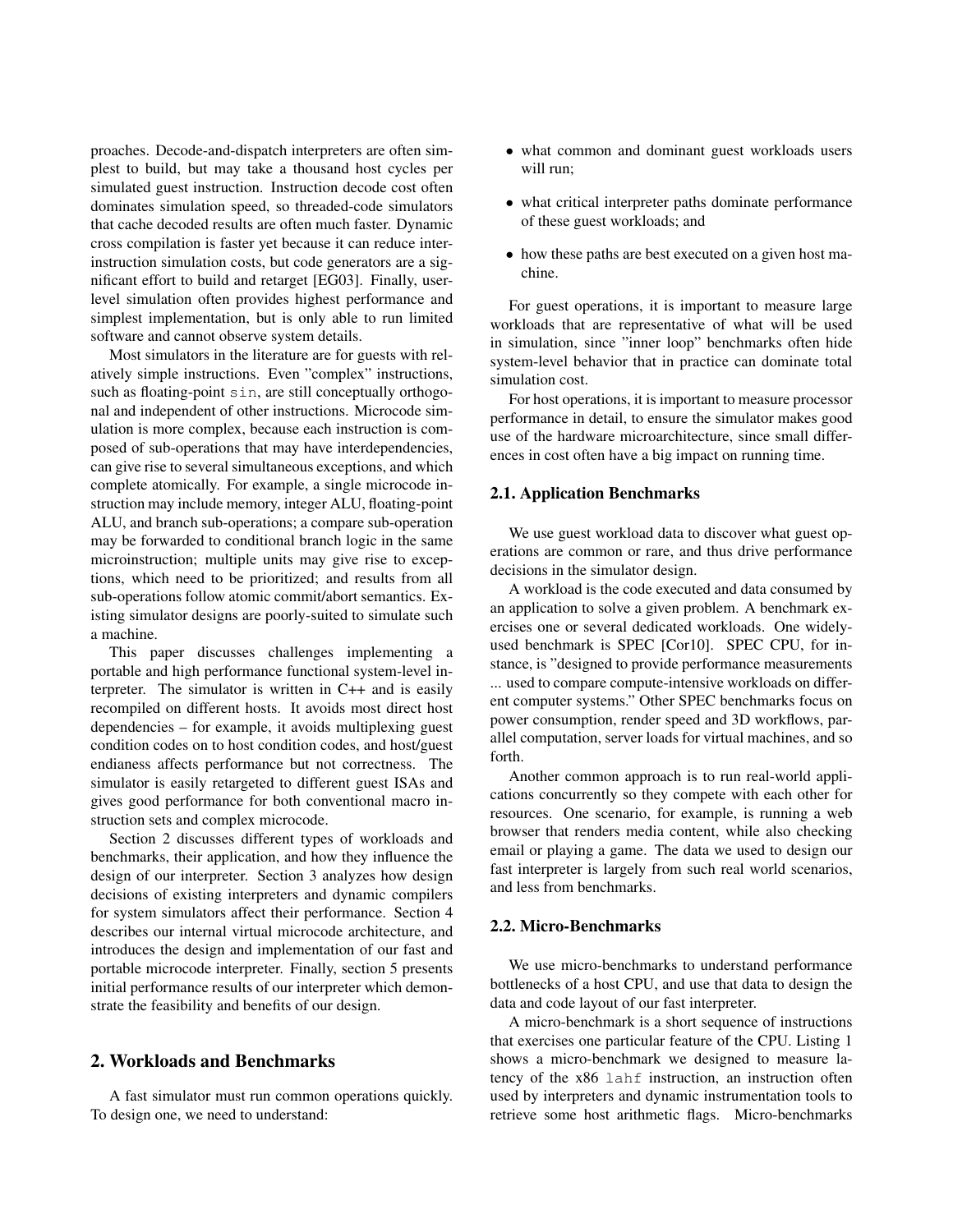proaches. Decode-and-dispatch interpreters are often simplest to build, but may take a thousand host cycles per simulated guest instruction. Instruction decode cost often dominates simulation speed, so threaded-code simulators that cache decoded results are often much faster. Dynamic cross compilation is faster yet because it can reduce inter-instruction simulation costs, but code generators are a significant effort to build and retarget [EG03]. Finally, user-level simulation often provides highest performance and simplest implementation, but is only able to run limited software and cannot observe system details.

Most simulators in the literature are for guests with relatively simple instructions. Even "complex" instructions, such as floating-point `sin`, are still conceptually orthogonal and independent of other instructions. Microcode simulation is more complex, because each instruction is composed of sub-operations that may have interdependencies, can give rise to several simultaneous exceptions, and which complete atomically. For example, a single microcode instruction may include memory, integer ALU, floating-point ALU, and branch sub-operations; a compare sub-operation may be forwarded to conditional branch logic in the same microinstruction; multiple units may give rise to exceptions, which need to be prioritized; and results from all sub-operations follow atomic commit/abort semantics. Existing simulator designs are poorly-suited to simulate such a machine.

This paper discusses challenges implementing a portable and high performance functional system-level interpreter. The simulator is written in C++ and is easily recompiled on different hosts. It avoids most direct host dependencies – for example, it avoids multiplexing guest condition codes on to host condition codes, and host/guest endianess affects performance but not correctness. The simulator is easily retargeted to different guest ISAs and gives good performance for both conventional macro instruction sets and complex microcode.

Section 2 discusses different types of workloads and benchmarks, their application, and how they influence the design of our interpreter. Section 3 analyzes how design decisions of existing interpreters and dynamic compilers for system simulators affect their performance. Section 4 describes our internal virtual microcode architecture, and introduces the design and implementation of our fast and portable microcode interpreter. Finally, section 5 presents initial performance results of our interpreter which demonstrate the feasibility and benefits of our design.

## 2. Workloads and Benchmarks

A fast simulator must run common operations quickly. To design one, we need to understand:

- what common and dominant guest workloads users will run;
- what critical interpreter paths dominate performance of these guest workloads; and
- how these paths are best executed on a given host machine.

For guest operations, it is important to measure large workloads that are representative of what will be used in simulation, since "inner loop" benchmarks often hide system-level behavior that in practice can dominate total simulation cost.

For host operations, it is important to measure processor performance in detail, to ensure the simulator makes good use of the hardware microarchitecture, since small differences in cost often have a big impact on running time.

### 2.1. Application Benchmarks

We use guest workload data to discover what guest operations are common or rare, and thus drive performance decisions in the simulator design.

A workload is the code executed and data consumed by an application to solve a given problem. A benchmark exercises one or several dedicated workloads. One widely-used benchmark is SPEC [Cor10]. SPEC CPU, for instance, is "designed to provide performance measurements ... used to compare compute-intensive workloads on different computer systems." Other SPEC benchmarks focus on power consumption, render speed and 3D workflows, parallel computation, server loads for virtual machines, and so forth.

Another common approach is to run real-world applications concurrently so they compete with each other for resources. One scenario, for example, is running a web browser that renders media content, while also checking email or playing a game. The data we used to design our fast interpreter is largely from such real world scenarios, and less from benchmarks.

### 2.2. Micro-Benchmarks

We use micro-benchmarks to understand performance bottlenecks of a host CPU, and use that data to design the data and code layout of our fast interpreter.

A micro-benchmark is a short sequence of instructions that exercises one particular feature of the CPU. Listing 1 shows a micro-benchmark we designed to measure latency of the x86 `lahf` instruction, an instruction often used by interpreters and dynamic instrumentation tools to retrieve some host arithmetic flags. Micro-benchmarks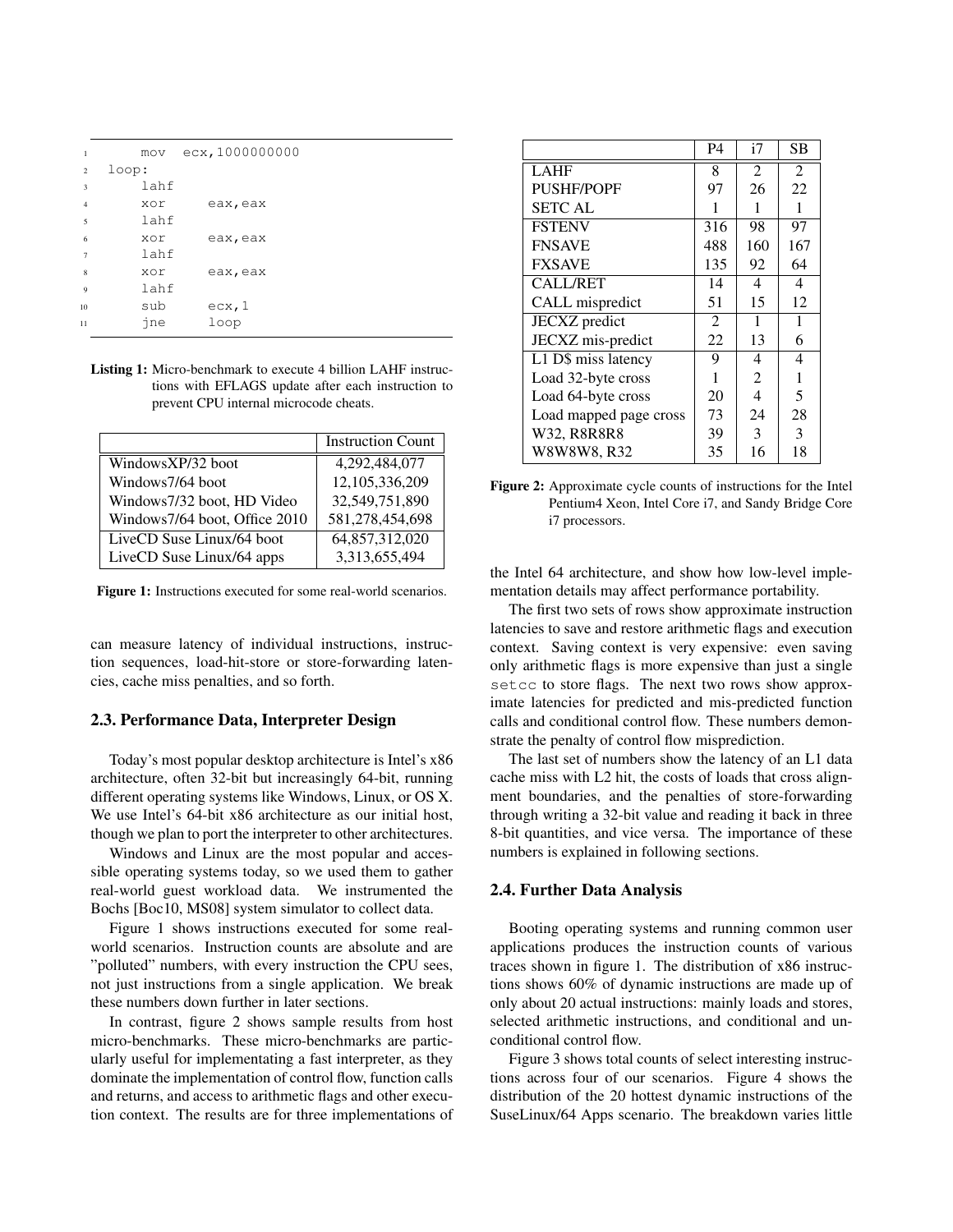```
mov  ecx,1000000000
loop:
    lahf
    xor     eax,eax
    lahf
    xor     eax,eax
    lahf
    xor     eax,eax
    lahf
    sub     ecx,1
    jne     loop
```

**Listing 1:** Micro-benchmark to execute 4 billion LAHF instructions with EFLAGS update after each instruction to prevent CPU internal microcode cheats.

| | Instruction Count |
|---|---|
| WindowsXP/32 boot | 4,292,484,077 |
| Windows7/64 boot | 12,105,336,209 |
| Windows7/32 boot, HD Video | 32,549,751,890 |
| Windows7/64 boot, Office 2010 | 581,278,454,698 |
| LiveCD Suse Linux/64 boot | 64,857,312,020 |
| LiveCD Suse Linux/64 apps | 3,313,655,494 |

**Figure 1:** Instructions executed for some real-world scenarios.

can measure latency of individual instructions, instruction sequences, load-hit-store or store-forwarding latencies, cache miss penalties, and so forth.

### 2.3. Performance Data, Interpreter Design

Today's most popular desktop architecture is Intel's x86 architecture, often 32-bit but increasingly 64-bit, running different operating systems like Windows, Linux, or OS X. We use Intel's 64-bit x86 architecture as our initial host, though we plan to port the interpreter to other architectures.

Windows and Linux are the most popular and accessible operating systems today, so we used them to gather real-world guest workload data. We instrumented the Bochs [Boc10, MS08] system simulator to collect data.

Figure 1 shows instructions executed for some real-world scenarios. Instruction counts are absolute and are "polluted" numbers, with every instruction the CPU sees, not just instructions from a single application. We break these numbers down further in later sections.

In contrast, figure 2 shows sample results from host micro-benchmarks. These micro-benchmarks are particularly useful for implementating a fast interpreter, as they dominate the implementation of control flow, function calls and returns, and access to arithmetic flags and other execution context. The results are for three implementations of

| | P4 | i7 | SB |
|---|---|---|---|
| LAHF | 8 | 2 | 2 |
| PUSHF/POPF | 97 | 26 | 22 |
| SETC AL | 1 | 1 | 1 |
| FSTENV | 316 | 98 | 97 |
| FNSAVE | 488 | 160 | 167 |
| FXSAVE | 135 | 92 | 64 |
| CALL/RET | 14 | 4 | 4 |
| CALL mispredict | 51 | 15 | 12 |
| JECXZ predict | 2 | 1 | 1 |
| JECXZ mis-predict | 22 | 13 | 6 |
| L1 D$ miss latency | 9 | 4 | 4 |
| Load 32-byte cross | 1 | 2 | 1 |
| Load 64-byte cross | 20 | 4 | 5 |
| Load mapped page cross | 73 | 24 | 28 |
| W32, R8R8R8R8 | 39 | 3 | 3 |
| W8W8W8W8, R32 | 35 | 16 | 18 |

**Figure 2:** Approximate cycle counts of instructions for the Intel Pentium4 Xeon, Intel Core i7, and Sandy Bridge Core i7 processors.

the Intel 64 architecture, and show how low-level implementation details may affect performance portability.

The first two sets of rows show approximate instruction latencies to save and restore arithmetic flags and execution context. Saving context is very expensive: even saving only arithmetic flags is more expensive than just a single `setcc` to store flags. The next two rows show approximate latencies for predicted and mis-predicted function calls and conditional control flow. These numbers demonstrate the penalty of control flow misprediction.

The last set of numbers show the latency of an L1 data cache miss with L2 hit, the costs of loads that cross alignment boundaries, and the penalties of store-forwarding through writing a 32-bit value and reading it back in three 8-bit quantities, and vice versa. The importance of these numbers is explained in following sections.

### 2.4. Further Data Analysis

Booting operating systems and running common user applications produces the instruction counts of various traces shown in figure 1. The distribution of x86 instructions shows 60% of dynamic instructions are made up of only about 20 actual instructions: mainly loads and stores, selected arithmetic instructions, and conditional and unconditional control flow.

Figure 3 shows total counts of select interesting instructions across four of our scenarios. Figure 4 shows the distribution of the 20 hottest dynamic instructions of the SuseLinux/64 Apps scenario. The breakdown varies little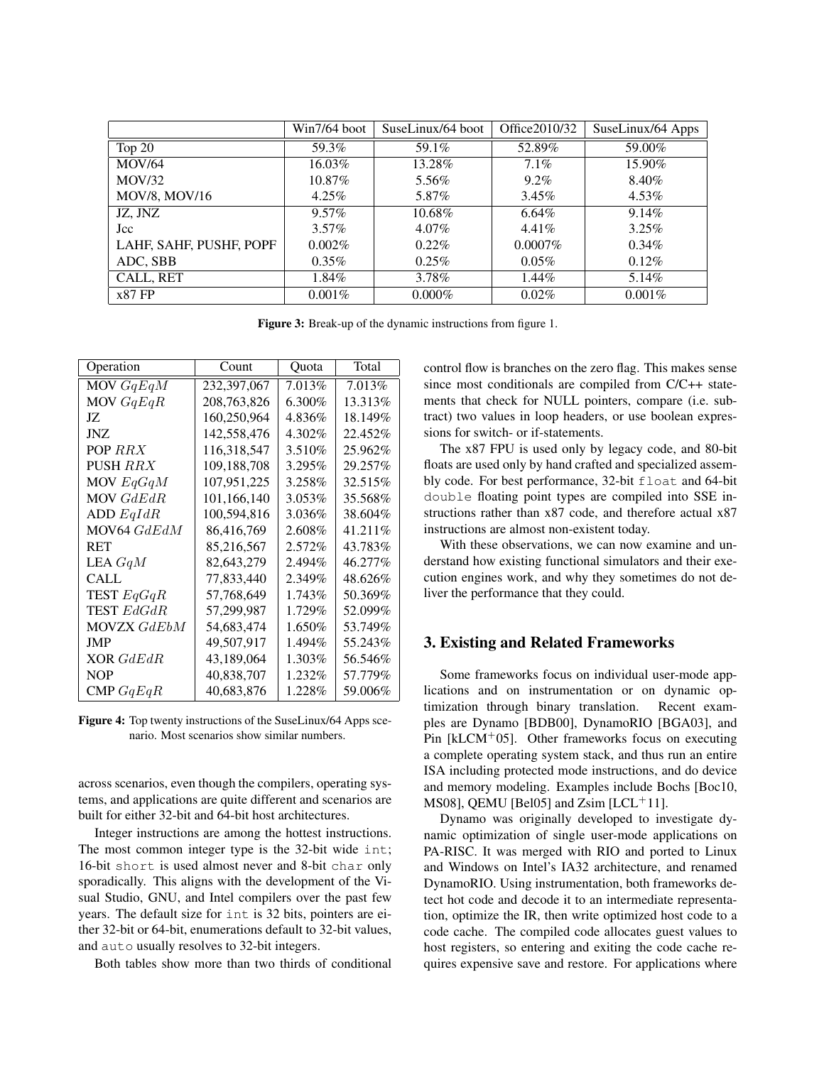| | Win7/64 boot | SuseLinux/64 boot | Office2010/32 | SuseLinux/64 Apps |
|---|---|---|---|---|
| Top 20 | 59.3% | 59.1% | 52.89% | 59.00% |
| MOV/64 | 16.03% | 13.28% | 7.1% | 15.90% |
| MOV/32 | 10.87% | 5.56% | 9.2% | 8.40% |
| MOV/8, MOV/16 | 4.25% | 5.87% | 3.45% | 4.53% |
| JZ, JNZ | 9.57% | 10.68% | 6.64% | 9.14% |
| Jcc | 3.57% | 4.07% | 4.41% | 3.25% |
| LAHF, SAHF, PUSHF, POPF | 0.002% | 0.22% | 0.0007% | 0.34% |
| ADC, SBB | 0.35% | 0.25% | 0.05% | 0.12% |
| CALL, RET | 1.84% | 3.78% | 1.44% | 5.14% |
| x87 FP | 0.001% | 0.000% | 0.02% | 0.001% |

**Figure 3:** Break-up of the dynamic instructions from figure 1.

| Operation | Count | Quota | Total |
|---|---|---|---|
| MOV $GqEqM$ | 232,397,067 | 7.013% | 7.013% |
| MOV $GqEqR$ | 208,763,826 | 6.300% | 13.313% |
| JZ | 160,250,964 | 4.836% | 18.149% |
| JNZ | 142,558,476 | 4.302% | 22.452% |
| POP $RRX$ | 116,318,547 | 3.510% | 25.962% |
| PUSH $RRX$ | 109,188,708 | 3.295% | 29.257% |
| MOV $EqGqM$ | 107,951,225 | 3.258% | 32.515% |
| MOV $GdEdR$ | 101,166,140 | 3.053% | 35.568% |
| ADD $EqIdR$ | 100,594,816 | 3.036% | 38.604% |
| MOV64 $GdEdM$ | 86,416,769 | 2.608% | 41.211% |
| RET | 85,216,567 | 2.572% | 43.783% |
| LEA $GqM$ | 82,643,279 | 2.494% | 46.277% |
| CALL | 77,833,440 | 2.349% | 48.626% |
| TEST $EqGqR$ | 57,768,649 | 1.743% | 50.369% |
| TEST $EdGdR$ | 57,299,987 | 1.729% | 52.099% |
| MOVZX $GdEbM$ | 54,683,474 | 1.650% | 53.749% |
| JMP | 49,507,917 | 1.494% | 55.243% |
| XOR $GdEdR$ | 43,189,064 | 1.303% | 56.546% |
| NOP | 40,838,707 | 1.232% | 57.779% |
| CMP $GqEqR$ | 40,683,876 | 1.228% | 59.006% |

**Figure 4:** Top twenty instructions of the SuseLinux/64 Apps scenario. Most scenarios show similar numbers.

across scenarios, even though the compilers, operating systems, and applications are quite different and scenarios are built for either 32-bit and 64-bit host architectures.

Integer instructions are among the hottest instructions. The most common integer type is the 32-bit wide `int`; 16-bit `short` is used almost never and 8-bit `char` only sporadically. This aligns with the development of the Visual Studio, GNU, and Intel compilers over the past few years. The default size for `int` is 32 bits, pointers are either 32-bit or 64-bit, enumerations default to 32-bit values, and `auto` usually resolves to 32-bit integers.

Both tables show more than two thirds of conditional control flow is branches on the zero flag. This makes sense since most conditionals are compiled from C/C++ statements that check for NULL pointers, compare (i.e. subtract) two values in loop headers, or use boolean expressions for switch- or if-statements.

The x87 FPU is used only by legacy code, and 80-bit floats are used only by hand crafted and specialized assembly code. For best performance, 32-bit `float` and 64-bit `double` floating point types are compiled into SSE instructions rather than x87 code, and therefore actual x87 instructions are almost non-existent today.

With these observations, we can now examine and understand how existing functional simulators and their execution engines work, and why they sometimes do not deliver the performance that they could.

## 3. Existing and Related Frameworks

Some frameworks focus on individual user-mode applications and on instrumentation or on dynamic optimization through binary translation. Recent examples are Dynamo [BDB00], DynamoRIO [BGA03], and Pin [kLCM+05]. Other frameworks focus on executing a complete operating system stack, and thus run an entire ISA including protected mode instructions, and do device and memory modeling. Examples include Bochs [Boc10, MS08], QEMU [Bel05] and Zsim [LCL+11].

Dynamo was originally developed to investigate dynamic optimization of single user-mode applications on PA-RISC. It was merged with RIO and ported to Linux and Windows on Intel's IA32 architecture, and renamed DynamoRIO. Using instrumentation, both frameworks detect hot code and decode it to an intermediate representation, optimize the IR, then write optimized host code to a code cache. The compiled code allocates guest values to host registers, so entering and exiting the code cache requires expensive save and restore. For applications where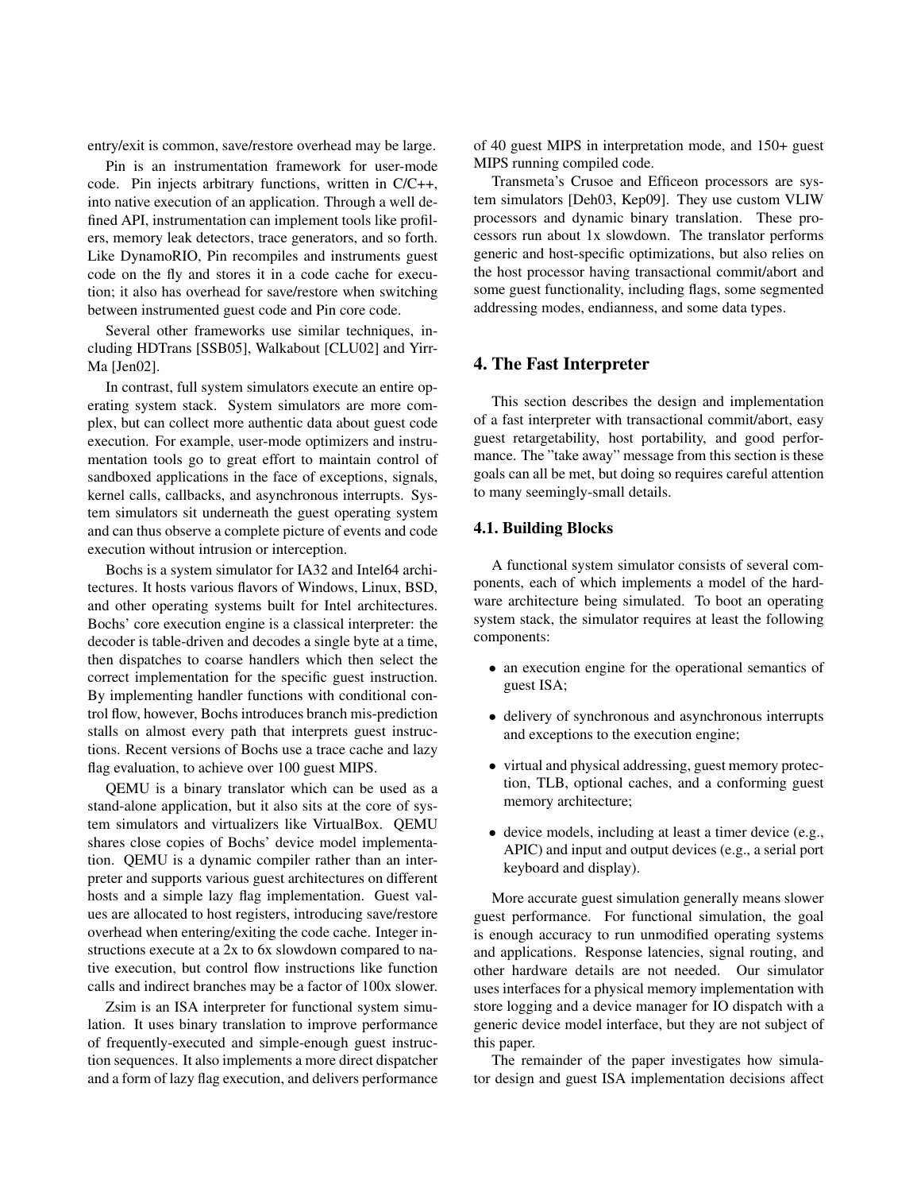entry/exit is common, save/restore overhead may be large.

Pin is an instrumentation framework for user-mode code. Pin injects arbitrary functions, written in C/C++, into native execution of an application. Through a well defined API, instrumentation can implement tools like profilers, memory leak detectors, trace generators, and so forth. Like DynamoRIO, Pin recompiles and instruments guest code on the fly and stores it in a code cache for execution; it also has overhead for save/restore when switching between instrumented guest code and Pin core code.

Several other frameworks use similar techniques, including HDTrans [SSB05], Walkabout [CLU02] and Yirr-Ma [Jen02].

In contrast, full system simulators execute an entire operating system stack. System simulators are more complex, but can collect more authentic data about guest code execution. For example, user-mode optimizers and instrumentation tools go to great effort to maintain control of sandboxed applications in the face of exceptions, signals, kernel calls, callbacks, and asynchronous interrupts. System simulators sit underneath the guest operating system and can thus observe a complete picture of events and code execution without intrusion or interception.

Bochs is a system simulator for IA32 and Intel64 architectures. It hosts various flavors of Windows, Linux, BSD, and other operating systems built for Intel architectures. Bochs' core execution engine is a classical interpreter: the decoder is table-driven and decodes a single byte at a time, then dispatches to coarse handlers which then select the correct implementation for the specific guest instruction. By implementing handler functions with conditional control flow, however, Bochs introduces branch mis-prediction stalls on almost every path that interprets guest instructions. Recent versions of Bochs use a trace cache and lazy flag evaluation, to achieve over 100 guest MIPS.

QEMU is a binary translator which can be used as a stand-alone application, but it also sits at the core of system simulators and virtualizers like VirtualBox. QEMU shares close copies of Bochs' device model implementation. QEMU is a dynamic compiler rather than an interpreter and supports various guest architectures on different hosts and a simple lazy flag implementation. Guest values are allocated to host registers, introducing save/restore overhead when entering/exiting the code cache. Integer instructions execute at a 2x to 6x slowdown compared to native execution, but control flow instructions like function calls and indirect branches may be a factor of 100x slower.

Zsim is an ISA interpreter for functional system simulation. It uses binary translation to improve performance of frequently-executed and simple-enough guest instruction sequences. It also implements a more direct dispatcher and a form of lazy flag execution, and delivers performance of 40 guest MIPS in interpretation mode, and 150+ guest MIPS running compiled code.

Transmeta's Crusoe and Efficeon processors are system simulators [Deh03, Kep09]. They use custom VLIW processors and dynamic binary translation. These processors run about 1x slowdown. The translator performs generic and host-specific optimizations, but also relies on the host processor having transactional commit/abort and some guest functionality, including flags, some segmented addressing modes, endianness, and some data types.

## 4. The Fast Interpreter

This section describes the design and implementation of a fast interpreter with transactional commit/abort, easy guest retargetability, host portability, and good performance. The "take away" message from this section is these goals can all be met, but doing so requires careful attention to many seemingly-small details.

### 4.1. Building Blocks

A functional system simulator consists of several components, each of which implements a model of the hardware architecture being simulated. To boot an operating system stack, the simulator requires at least the following components:

- an execution engine for the operational semantics of guest ISA;
- delivery of synchronous and asynchronous interrupts and exceptions to the execution engine;
- virtual and physical addressing, guest memory protection, TLB, optional caches, and a conforming guest memory architecture;
- device models, including at least a timer device (e.g., APIC) and input and output devices (e.g., a serial port keyboard and display).

More accurate guest simulation generally means slower guest performance. For functional simulation, the goal is enough accuracy to run unmodified operating systems and applications. Response latencies, signal routing, and other hardware details are not needed. Our simulator uses interfaces for a physical memory implementation with store logging and a device manager for IO dispatch with a generic device model interface, but they are not subject of this paper.

The remainder of the paper investigates how simulator design and guest ISA implementation decisions affect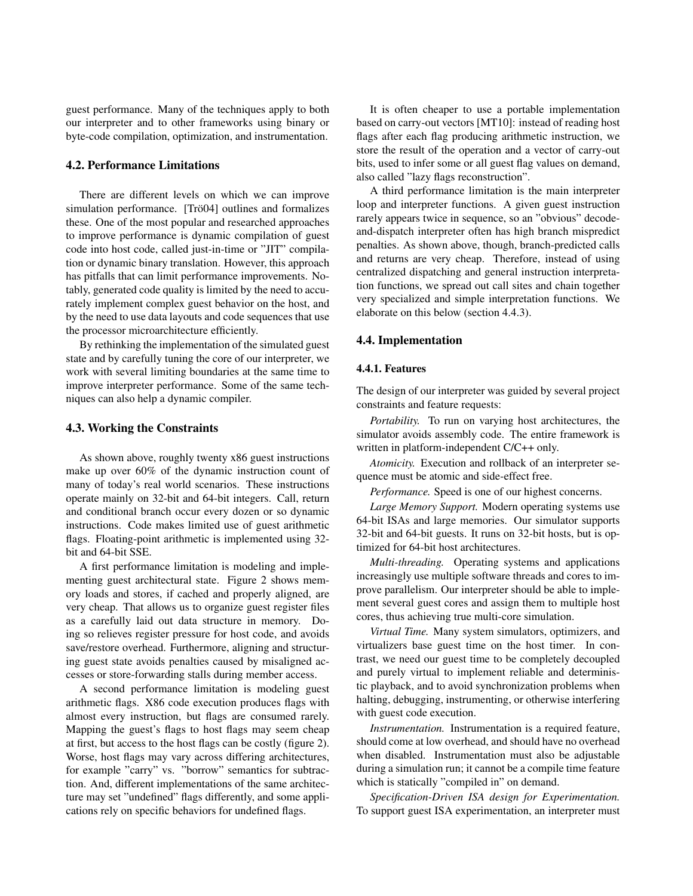guest performance. Many of the techniques apply to both our interpreter and to other frameworks using binary or byte-code compilation, optimization, and instrumentation.

### 4.2. Performance Limitations

There are different levels on which we can improve simulation performance. [Trö04] outlines and formalizes these. One of the most popular and researched approaches to improve performance is dynamic compilation of guest code into host code, called just-in-time or "JIT" compilation or dynamic binary translation. However, this approach has pitfalls that can limit performance improvements. Notably, generated code quality is limited by the need to accurately implement complex guest behavior on the host, and by the need to use data layouts and code sequences that use the processor microarchitecture efficiently.

By rethinking the implementation of the simulated guest state and by carefully tuning the core of our interpreter, we work with several limiting boundaries at the same time to improve interpreter performance. Some of the same techniques can also help a dynamic compiler.

### 4.3. Working the Constraints

As shown above, roughly twenty x86 guest instructions make up over 60% of the dynamic instruction count of many of today's real world scenarios. These instructions operate mainly on 32-bit and 64-bit integers. Call, return and conditional branch occur every dozen or so dynamic instructions. Code makes limited use of guest arithmetic flags. Floating-point arithmetic is implemented using 32-bit and 64-bit SSE.

A first performance limitation is modeling and implementing guest architectural state. Figure 2 shows memory loads and stores, if cached and properly aligned, are very cheap. That allows us to organize guest register files as a carefully laid out data structure in memory. Doing so relieves register pressure for host code, and avoids save/restore overhead. Furthermore, aligning and structuring guest state avoids penalties caused by misaligned accesses or store-forwarding stalls during member access.

A second performance limitation is modeling guest arithmetic flags. X86 code execution produces flags with almost every instruction, but flags are consumed rarely. Mapping the guest's flags to host flags may seem cheap at first, but access to the host flags can be costly (figure 2). Worse, host flags may vary across differing architectures, for example "carry" vs. "borrow" semantics for subtraction. And, different implementations of the same architecture may set "undefined" flags differently, and some applications rely on specific behaviors for undefined flags.

It is often cheaper to use a portable implementation based on carry-out vectors [MT10]: instead of reading host flags after each flag producing arithmetic instruction, we store the result of the operation and a vector of carry-out bits, used to infer some or all guest flag values on demand, also called "lazy flags reconstruction".

A third performance limitation is the main interpreter loop and interpreter functions. A given guest instruction rarely appears twice in sequence, so an "obvious" decode-and-dispatch interpreter often has high branch mispredict penalties. As shown above, though, branch-predicted calls and returns are very cheap. Therefore, instead of using centralized dispatching and general instruction interpretation functions, we spread out call sites and chain together very specialized and simple interpretation functions. We elaborate on this below (section 4.4.3).

### 4.4. Implementation

#### 4.4.1. Features

The design of our interpreter was guided by several project constraints and feature requests:

*Portability.* To run on varying host architectures, the simulator avoids assembly code. The entire framework is written in platform-independent C/C++ only.

*Atomicity.* Execution and rollback of an interpreter sequence must be atomic and side-effect free.

*Performance.* Speed is one of our highest concerns.

*Large Memory Support.* Modern operating systems use 64-bit ISAs and large memories. Our simulator supports 32-bit and 64-bit guests. It runs on 32-bit hosts, but is optimized for 64-bit host architectures.

*Multi-threading.* Operating systems and applications increasingly use multiple software threads and cores to improve parallelism. Our interpreter should be able to implement several guest cores and assign them to multiple host cores, thus achieving true multi-core simulation.

*Virtual Time.* Many system simulators, optimizers, and virtualizers base guest time on the host timer. In contrast, we need our guest time to be completely decoupled and purely virtual to implement reliable and deterministic playback, and to avoid synchronization problems when halting, debugging, instrumenting, or otherwise interfering with guest code execution.

*Instrumentation.* Instrumentation is a required feature, should come at low overhead, and should have no overhead when disabled. Instrumentation must also be adjustable during a simulation run; it cannot be a compile time feature which is statically "compiled in" on demand.

*Specification-Driven ISA design for Experimentation.* To support guest ISA experimentation, an interpreter must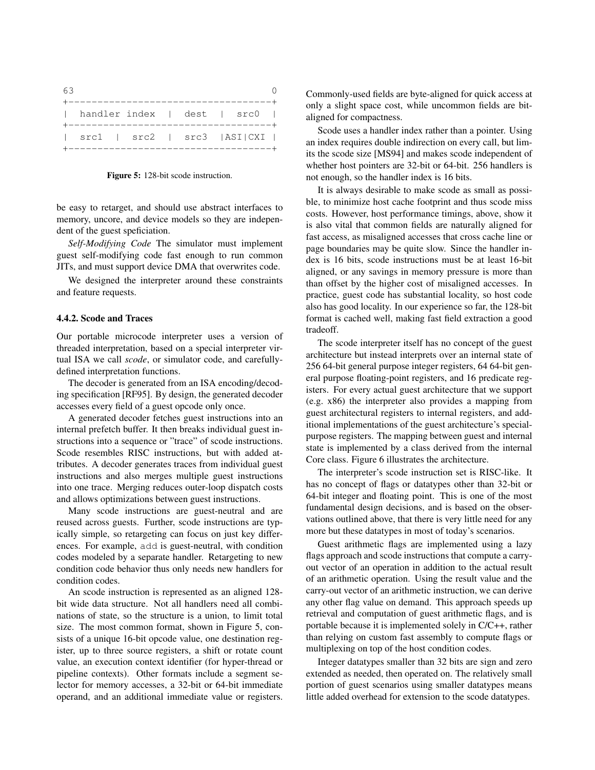```
63                                 0
+----------------------------------+
|  handler index  |  dest  |  src0 |
+----------------------------------+
|  src1  |  src2  |  src3  |ASI|CXI |
+----------------------------------+
```

**Figure 5:** 128-bit scode instruction.

be easy to retarget, and should use abstract interfaces to memory, uncore, and device models so they are independent of the guest speficiation.

*Self-Modifying Code* The simulator must implement guest self-modifying code fast enough to run common JITs, and must support device DMA that overwrites code.

We designed the interpreter around these constraints and feature requests.

### 4.4.2. Scode and Traces

Our portable microcode interpreter uses a version of threaded interpretation, based on a special interpreter virtual ISA we call *scode*, or simulator code, and carefully-defined interpretation functions.

The decoder is generated from an ISA encoding/decoding specification [RF95]. By design, the generated decoder accesses every field of a guest opcode only once.

A generated decoder fetches guest instructions into an internal prefetch buffer. It then breaks individual guest instructions into a sequence or "trace" of scode instructions. Scode resembles RISC instructions, but with added attributes. A decoder generates traces from individual guest instructions and also merges multiple guest instructions into one trace. Merging reduces outer-loop dispatch costs and allows optimizations between guest instructions.

Many scode instructions are guest-neutral and are reused across guests. Further, scode instructions are typically simple, so retargeting can focus on just key differences. For example, add is guest-neutral, with condition codes modeled by a separate handler. Retargeting to new condition code behavior thus only needs new handlers for condition codes.

An scode instruction is represented as an aligned 128-bit wide data structure. Not all handlers need all combinations of state, so the structure is a union, to limit total size. The most common format, shown in Figure 5, consists of a unique 16-bit opcode value, one destination register, up to three source registers, a shift or rotate count value, an execution context identifier (for hyper-thread or pipeline contexts). Other formats include a segment selector for memory accesses, a 32-bit or 64-bit immediate operand, and an additional immediate value or registers. Commonly-used fields are byte-aligned for quick access at only a slight space cost, while uncommon fields are bit-aligned for compactness.

Scode uses a handler index rather than a pointer. Using an index requires double indirection on every call, but limits the scode size [MS94] and makes scode independent of whether host pointers are 32-bit or 64-bit. 256 handlers is not enough, so the handler index is 16 bits.

It is always desirable to make scode as small as possible, to minimize host cache footprint and thus scode miss costs. However, host performance timings, above, show it is also vital that common fields are naturally aligned for fast access, as misaligned accesses that cross cache line or page boundaries may be quite slow. Since the handler index is 16 bits, scode instructions must be at least 16-bit aligned, or any savings in memory pressure is more than than offset by the higher cost of misaligned accesses. In practice, guest code has substantial locality, so host code also has good locality. In our experience so far, the 128-bit format is cached well, making fast field extraction a good tradeoff.

The scode interpreter itself has no concept of the guest architecture but instead interprets over an internal state of 256 64-bit general purpose integer registers, 64 64-bit general purpose floating-point registers, and 16 predicate registers. For every actual guest architecture that we support (e.g. x86) the interpreter also provides a mapping from guest architectural registers to internal registers, and additional implementations of the guest architecture's special-purpose registers. The mapping between guest and internal state is implemented by a class derived from the internal Core class. Figure 6 illustrates the architecture.

The interpreter's scode instruction set is RISC-like. It has no concept of flags or datatypes other than 32-bit or 64-bit integer and floating point. This is one of the most fundamental design decisions, and is based on the observations outlined above, that there is very little need for any more but these datatypes in most of today's scenarios.

Guest arithmetic flags are implemented using a lazy flags approach and scode instructions that compute a carry-out vector of an operation in addition to the actual result of an arithmetic operation. Using the result value and the carry-out vector of an arithmetic instruction, we can derive any other flag value on demand. This approach speeds up retrieval and computation of guest arithmetic flags, and is portable because it is implemented solely in C/C++, rather than relying on custom fast assembly to compute flags or multiplexing on top of the host condition codes.

Integer datatypes smaller than 32 bits are sign and zero extended as needed, then operated on. The relatively small portion of guest scenarios using smaller datatypes means little added overhead for extension to the scode datatypes.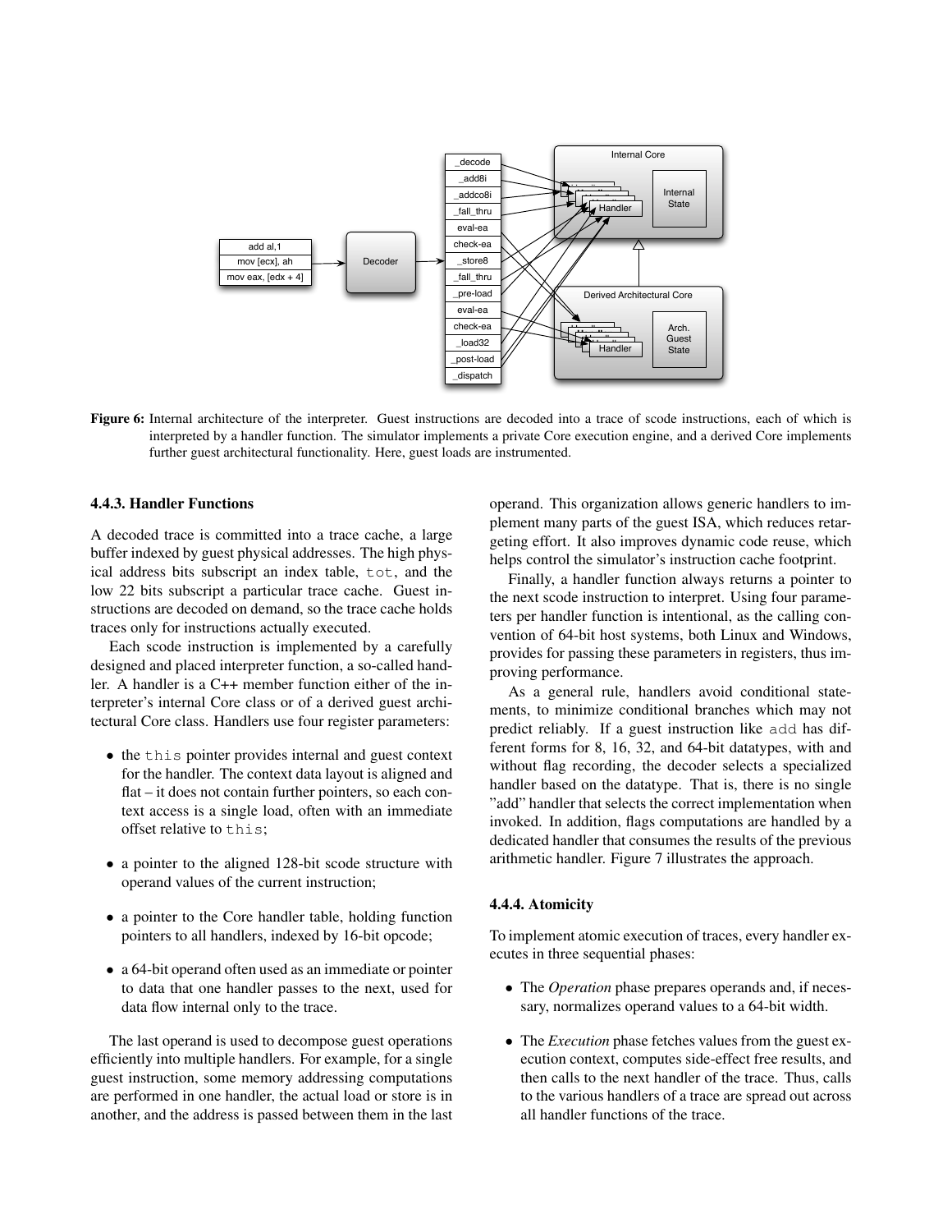**Figure 6:** Internal architecture of the interpreter. Guest instructions are decoded into a trace of scode instructions, each of which is interpreted by a handler function. The simulator implements a private Core execution engine, and a derived Core implements further guest architectural functionality. Here, guest loads are instrumented.

### 4.4.3. Handler Functions

A decoded trace is committed into a trace cache, a large buffer indexed by guest physical addresses. The high physical address bits subscript an index table, `tot`, and the low 22 bits subscript a particular trace cache. Guest instructions are decoded on demand, so the trace cache holds traces only for instructions actually executed.

Each scode instruction is implemented by a carefully designed and placed interpreter function, a so-called handler. A handler is a C++ member function either of the interpreter's internal Core class or of a derived guest architectural Core class. Handlers use four register parameters:

- the `this` pointer provides internal and guest context for the handler. The context data layout is aligned and flat – it does not contain further pointers, so each context access is a single load, often with an immediate offset relative to `this`;
- a pointer to the aligned 128-bit scode structure with operand values of the current instruction;
- a pointer to the Core handler table, holding function pointers to all handlers, indexed by 16-bit opcode;
- a 64-bit operand often used as an immediate or pointer to data that one handler passes to the next, used for data flow internal only to the trace.

The last operand is used to decompose guest operations efficiently into multiple handlers. For example, for a single guest instruction, some memory addressing computations are performed in one handler, the actual load or store is in another, and the address is passed between them in the last operand. This organization allows generic handlers to implement many parts of the guest ISA, which reduces retargeting effort. It also improves dynamic code reuse, which helps control the simulator's instruction cache footprint.

Finally, a handler function always returns a pointer to the next scode instruction to interpret. Using four parameters per handler function is intentional, as the calling convention of 64-bit host systems, both Linux and Windows, provides for passing these parameters in registers, thus improving performance.

As a general rule, handlers avoid conditional statements, to minimize conditional branches which may not predict reliably. If a guest instruction like `add` has different forms for 8, 16, 32, and 64-bit datatypes, with and without flag recording, the decoder selects a specialized handler based on the datatype. That is, there is no single "add" handler that selects the correct implementation when invoked. In addition, flags computations are handled by a dedicated handler that consumes the results of the previous arithmetic handler. Figure 7 illustrates the approach.

### 4.4.4. Atomicity

To implement atomic execution of traces, every handler executes in three sequential phases:

- The *Operation* phase prepares operands and, if necessary, normalizes operand values to a 64-bit width.
- The *Execution* phase fetches values from the guest execution context, computes side-effect free results, and then calls to the next handler of the trace. Thus, calls to the various handlers of a trace are spread out across all handler functions of the trace.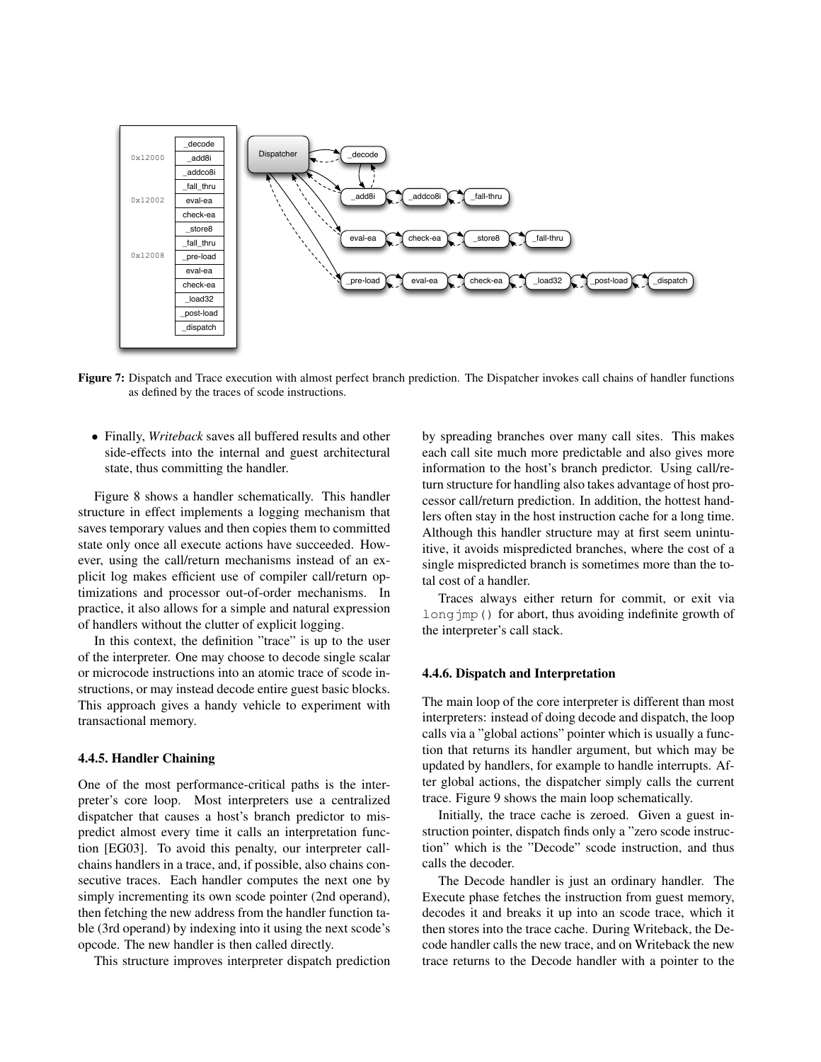Figure 7: Dispatch and Trace execution with almost perfect branch prediction. The Dispatcher invokes call chains of handler functions as defined by the traces of scode instructions.

- Finally, *Writeback* saves all buffered results and other side-effects into the internal and guest architectural state, thus committing the handler.

Figure 8 shows a handler schematically. This handler structure in effect implements a logging mechanism that saves temporary values and then copies them to committed state only once all execute actions have succeeded. However, using the call/return mechanisms instead of an explicit log makes efficient use of compiler call/return optimizations and processor out-of-order mechanisms. In practice, it also allows for a simple and natural expression of handlers without the clutter of explicit logging.

In this context, the definition "trace" is up to the user of the interpreter. One may choose to decode single scalar or microcode instructions into an atomic trace of scode instructions, or may instead decode entire guest basic blocks. This approach gives a handy vehicle to experiment with transactional memory.

### 4.4.5. Handler Chaining

One of the most performance-critical paths is the interpreter's core loop. Most interpreters use a centralized dispatcher that causes a host's branch predictor to mispredict almost every time it calls an interpretation function [EG03]. To avoid this penalty, our interpreter call-chains handlers in a trace, and, if possible, also chains consecutive traces. Each handler computes the next one by simply incrementing its own scode pointer (2nd operand), then fetching the new address from the handler function table (3rd operand) by indexing into it using the next scode's opcode. The new handler is then called directly.

This structure improves interpreter dispatch prediction by spreading branches over many call sites. This makes each call site much more predictable and also gives more information to the host's branch predictor. Using call/return structure for handling also takes advantage of host processor call/return prediction. In addition, the hottest handlers often stay in the host instruction cache for a long time. Although this handler structure may at first seem unintuitive, it avoids mispredicted branches, where the cost of a single mispredicted branch is sometimes more than the total cost of a handler.

Traces always either return for commit, or exit via `longjmp()` for abort, thus avoiding indefinite growth of the interpreter's call stack.

### 4.4.6. Dispatch and Interpretation

The main loop of the core interpreter is different than most interpreters: instead of doing decode and dispatch, the loop calls via a "global actions" pointer which is usually a function that returns its handler argument, but which may be updated by handlers, for example to handle interrupts. After global actions, the dispatcher simply calls the current trace. Figure 9 shows the main loop schematically.

Initially, the trace cache is zeroed. Given a guest instruction pointer, dispatch finds only a "zero scode instruction" which is the "Decode" scode instruction, and thus calls the decoder.

The Decode handler is just an ordinary handler. The Execute phase fetches the instruction from guest memory, decodes it and breaks it up into an scode trace, which it then stores into the trace cache. During Writeback, the Decode handler calls the new trace, and on Writeback the new trace returns to the Decode handler with a pointer to the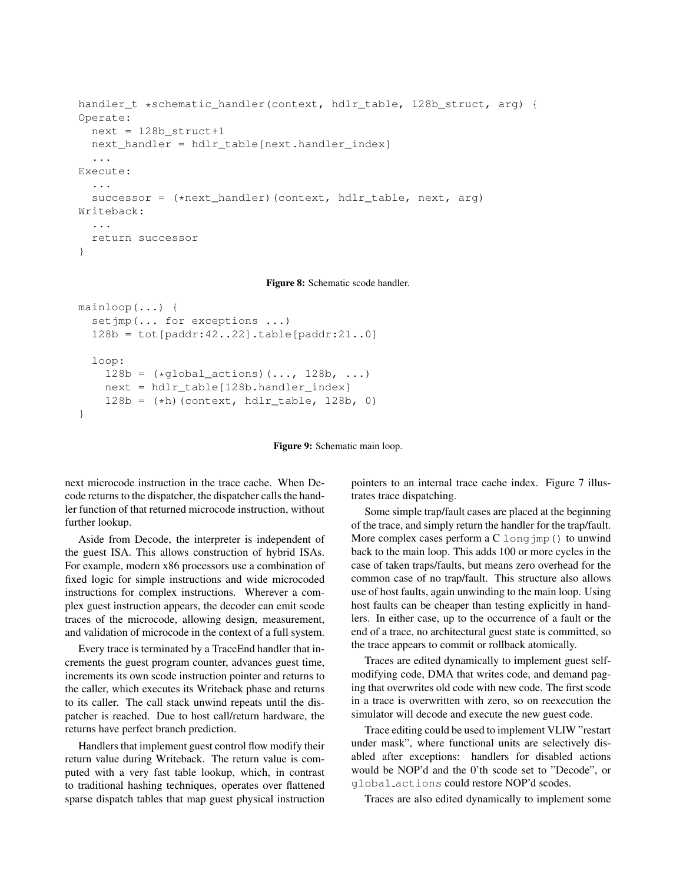```
handler_t *schematic_handler(context, hdlr_table, 128b_struct, arg) {
Operate:
  next = 128b_struct+1
  next_handler = hdlr_table[next.handler_index]
  ...
Execute:
  ...
  successor = (*next_handler)(context, hdlr_table, next, arg)
Writeback:
  ...
  return successor
}
```

**Figure 8:** Schematic scode handler.

```
mainloop(...) {
  setjmp(... for exceptions ...)
  128b = tot[paddr:42..22].table[paddr:21..0]

  loop:
    128b = (*global_actions)(..., 128b, ...)
    next = hdlr_table[128b.handler_index]
    128b = (*h)(context, hdlr_table, 128b, 0)
}
```

**Figure 9:** Schematic main loop.

next microcode instruction in the trace cache. When Decode returns to the dispatcher, the dispatcher calls the handler function of that returned microcode instruction, without further lookup.

Aside from Decode, the interpreter is independent of the guest ISA. This allows construction of hybrid ISAs. For example, modern x86 processors use a combination of fixed logic for simple instructions and wide microcoded instructions for complex instructions. Wherever a complex guest instruction appears, the decoder can emit scode traces of the microcode, allowing design, measurement, and validation of microcode in the context of a full system.

Every trace is terminated by a TraceEnd handler that increments the guest program counter, advances guest time, increments its own scode instruction pointer and returns to the caller, which executes its Writeback phase and returns to its caller. The call stack unwind repeats until the dispatcher is reached. Due to host call/return hardware, the returns have perfect branch prediction.

Handlers that implement guest control flow modify their return value during Writeback. The return value is computed with a very fast table lookup, which, in contrast to traditional hashing techniques, operates over flattened sparse dispatch tables that map guest physical instruction pointers to an internal trace cache index. Figure 7 illustrates trace dispatching.

Some simple trap/fault cases are placed at the beginning of the trace, and simply return the handler for the trap/fault. More complex cases perform a C `longjmp()` to unwind back to the main loop. This adds 100 or more cycles in the case of taken traps/faults, but means zero overhead for the common case of no trap/fault. This structure also allows use of host faults, again unwinding to the main loop. Using host faults can be cheaper than testing explicitly in handlers. In either case, up to the occurrence of a fault or the end of a trace, no architectural guest state is committed, so the trace appears to commit or rollback atomically.

Traces are edited dynamically to implement guest self-modifying code, DMA that writes code, and demand paging that overwrites old code with new code. The first scode in a trace is overwritten with zero, so on reexecution the simulator will decode and execute the new guest code.

Trace editing could be used to implement VLIW "restart under mask", where functional units are selectively disabled after exceptions: handlers for disabled actions would be NOP'd and the 0'th scode set to "Decode", or `global_actions` could restore NOP'd scodes.

Traces are also edited dynamically to implement some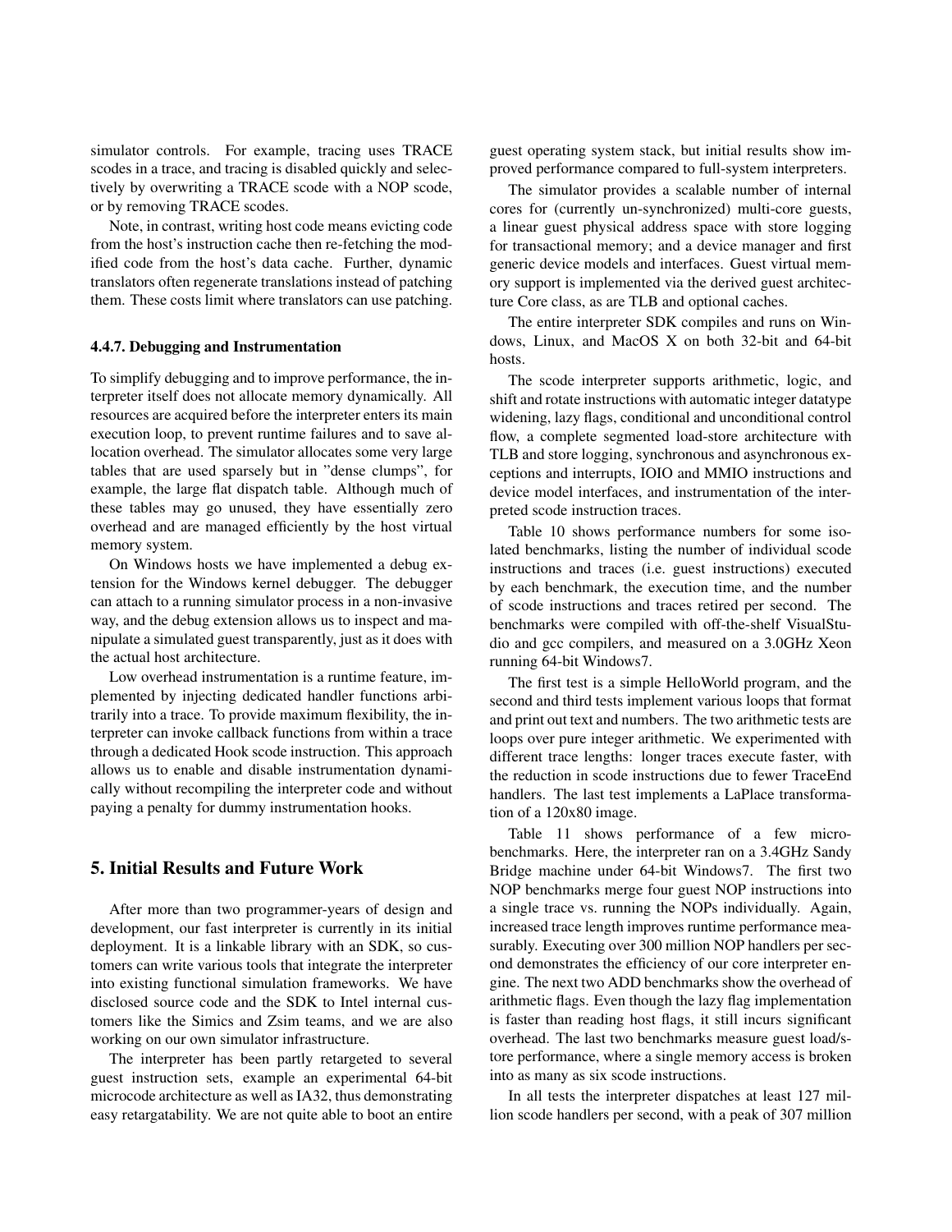simulator controls. For example, tracing uses TRACE scodes in a trace, and tracing is disabled quickly and selectively by overwriting a TRACE scode with a NOP scode, or by removing TRACE scodes.

Note, in contrast, writing host code means evicting code from the host's instruction cache then re-fetching the modified code from the host's data cache. Further, dynamic translators often regenerate translations instead of patching them. These costs limit where translators can use patching.

#### 4.4.7. Debugging and Instrumentation

To simplify debugging and to improve performance, the interpreter itself does not allocate memory dynamically. All resources are acquired before the interpreter enters its main execution loop, to prevent runtime failures and to save allocation overhead. The simulator allocates some very large tables that are used sparsely but in "dense clumps", for example, the large flat dispatch table. Although much of these tables may go unused, they have essentially zero overhead and are managed efficiently by the host virtual memory system.

On Windows hosts we have implemented a debug extension for the Windows kernel debugger. The debugger can attach to a running simulator process in a non-invasive way, and the debug extension allows us to inspect and manipulate a simulated guest transparently, just as it does with the actual host architecture.

Low overhead instrumentation is a runtime feature, implemented by injecting dedicated handler functions arbitrarily into a trace. To provide maximum flexibility, the interpreter can invoke callback functions from within a trace through a dedicated Hook scode instruction. This approach allows us to enable and disable instrumentation dynamically without recompiling the interpreter code and without paying a penalty for dummy instrumentation hooks.

## 5. Initial Results and Future Work

After more than two programmer-years of design and development, our fast interpreter is currently in its initial deployment. It is a linkable library with an SDK, so customers can write various tools that integrate the interpreter into existing functional simulation frameworks. We have disclosed source code and the SDK to Intel internal customers like the Simics and Zsim teams, and we are also working on our own simulator infrastructure.

The interpreter has been partly retargeted to several guest instruction sets, example an experimental 64-bit microcode architecture as well as IA32, thus demonstrating easy retargatability. We are not quite able to boot an entire guest operating system stack, but initial results show improved performance compared to full-system interpreters.

The simulator provides a scalable number of internal cores for (currently un-synchronized) multi-core guests, a linear guest physical address space with store logging for transactional memory; and a device manager and first generic device models and interfaces. Guest virtual memory support is implemented via the derived guest architecture Core class, as are TLB and optional caches.

The entire interpreter SDK compiles and runs on Windows, Linux, and MacOS X on both 32-bit and 64-bit hosts.

The scode interpreter supports arithmetic, logic, and shift and rotate instructions with automatic integer datatype widening, lazy flags, conditional and unconditional control flow, a complete segmented load-store architecture with TLB and store logging, synchronous and asynchronous exceptions and interrupts, IOIO and MMIO instructions and device model interfaces, and instrumentation of the interpreted scode instruction traces.

Table 10 shows performance numbers for some isolated benchmarks, listing the number of individual scode instructions and traces (i.e. guest instructions) executed by each benchmark, the execution time, and the number of scode instructions and traces retired per second. The benchmarks were compiled with off-the-shelf VisualStudio and gcc compilers, and measured on a 3.0GHz Xeon running 64-bit Windows7.

The first test is a simple HelloWorld program, and the second and third tests implement various loops that format and print out text and numbers. The two arithmetic tests are loops over pure integer arithmetic. We experimented with different trace lengths: longer traces execute faster, with the reduction in scode instructions due to fewer TraceEnd handlers. The last test implements a LaPlace transformation of a 120x80 image.

Table 11 shows performance of a few micro-benchmarks. Here, the interpreter ran on a 3.4GHz Sandy Bridge machine under 64-bit Windows7. The first two NOP benchmarks merge four guest NOP instructions into a single trace vs. running the NOPs individually. Again, increased trace length improves runtime performance measurably. Executing over 300 million NOP handlers per second demonstrates the efficiency of our core interpreter engine. The next two ADD benchmarks show the overhead of arithmetic flags. Even though the lazy flag implementation is faster than reading host flags, it still incurs significant overhead. The last two benchmarks measure guest load/store performance, where a single memory access is broken into as many as six scode instructions.

In all tests the interpreter dispatches at least 127 million scode handlers per second, with a peak of 307 million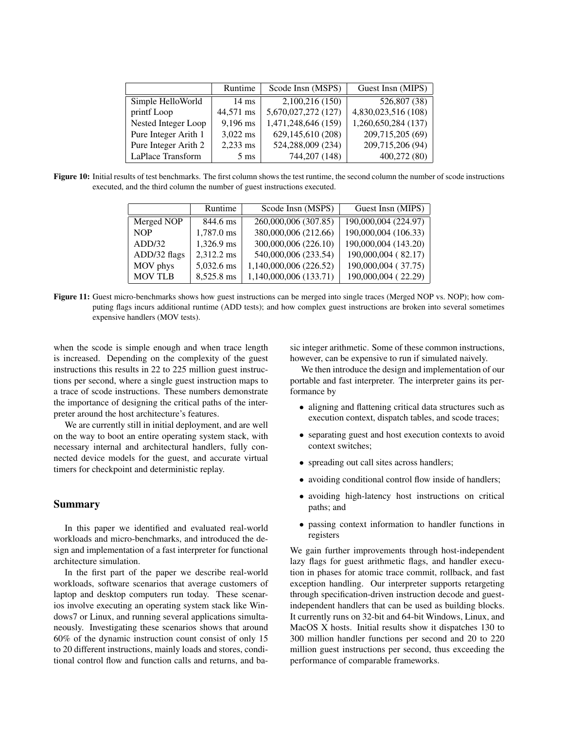| | Runtime | Scode Insn (MSPS) | Guest Insn (MIPS) |
|---|---|---|---|
| Simple HelloWorld | 14 ms | 2,100,216 (150) | 526,807 (38) |
| printf Loop | 44,571 ms | 5,670,027,272 (127) | 4,830,023,516 (108) |
| Nested Integer Loop | 9,196 ms | 1,471,248,646 (159) | 1,260,650,284 (137) |
| Pure Integer Arith 1 | 3,022 ms | 629,145,610 (208) | 209,715,205 (69) |
| Pure Integer Arith 2 | 2,233 ms | 524,288,009 (234) | 209,715,206 (94) |
| LaPlace Transform | 5 ms | 744,207 (148) | 400,272 (80) |

**Figure 10:** Initial results of test benchmarks. The first column shows the test runtime, the second column the number of scode instructions executed, and the third column the number of guest instructions executed.

| | Runtime | Scode Insn (MSPS) | Guest Insn (MIPS) |
|---|---|---|---|
| Merged NOP | 844.6 ms | 260,000,006 (307.85) | 190,000,004 (224.97) |
| NOP | 1,787.0 ms | 380,000,006 (212.66) | 190,000,004 (106.33) |
| ADD/32 | 1,326.9 ms | 300,000,006 (226.10) | 190,000,004 (143.20) |
| ADD/32 flags | 2,312.2 ms | 540,000,006 (233.54) | 190,000,004 ( 82.17) |
| MOV phys | 5,032.6 ms | 1,140,000,006 (226.52) | 190,000,004 ( 37.75) |
| MOV TLB | 8,525.8 ms | 1,140,000,006 (133.71) | 190,000,004 ( 22.29) |

**Figure 11:** Guest micro-benchmarks shows how guest instructions can be merged into single traces (Merged NOP vs. NOP); how computing flags incurs additional runtime (ADD tests); and how complex guest instructions are broken into several sometimes expensive handlers (MOV tests).

when the scode is simple enough and when trace length is increased. Depending on the complexity of the guest instructions this results in 22 to 225 million guest instructions per second, where a single guest instruction maps to a trace of scode instructions. These numbers demonstrate the importance of designing the critical paths of the interpreter around the host architecture's features.

We are currently still in initial deployment, and are well on the way to boot an entire operating system stack, with necessary internal and architectural handlers, fully connected device models for the guest, and accurate virtual timers for checkpoint and deterministic replay.

## Summary

In this paper we identified and evaluated real-world workloads and micro-benchmarks, and introduced the design and implementation of a fast interpreter for functional architecture simulation.

In the first part of the paper we describe real-world workloads, software scenarios that average customers of laptop and desktop computers run today. These scenarios involve executing an operating system stack like Windows7 or Linux, and running several applications simultaneously. Investigating these scenarios shows that around 60% of the dynamic instruction count consist of only 15 to 20 different instructions, mainly loads and stores, conditional control flow and function calls and returns, and basic integer arithmetic. Some of these common instructions, however, can be expensive to run if simulated naively.

We then introduce the design and implementation of our portable and fast interpreter. The interpreter gains its performance by

- aligning and flattening critical data structures such as execution context, dispatch tables, and scode traces;
- separating guest and host execution contexts to avoid context switches;
- spreading out call sites across handlers;
- avoiding conditional control flow inside of handlers;
- avoiding high-latency host instructions on critical paths; and
- passing context information to handler functions in registers

We gain further improvements through host-independent lazy flags for guest arithmetic flags, and handler execution in phases for atomic trace commit, rollback, and fast exception handling. Our interpreter supports retargeting through specification-driven instruction decode and guest-independent handlers that can be used as building blocks. It currently runs on 32-bit and 64-bit Windows, Linux, and MacOS X hosts. Initial results show it dispatches 130 to 300 million handler functions per second and 20 to 220 million guest instructions per second, thus exceeding the performance of comparable frameworks.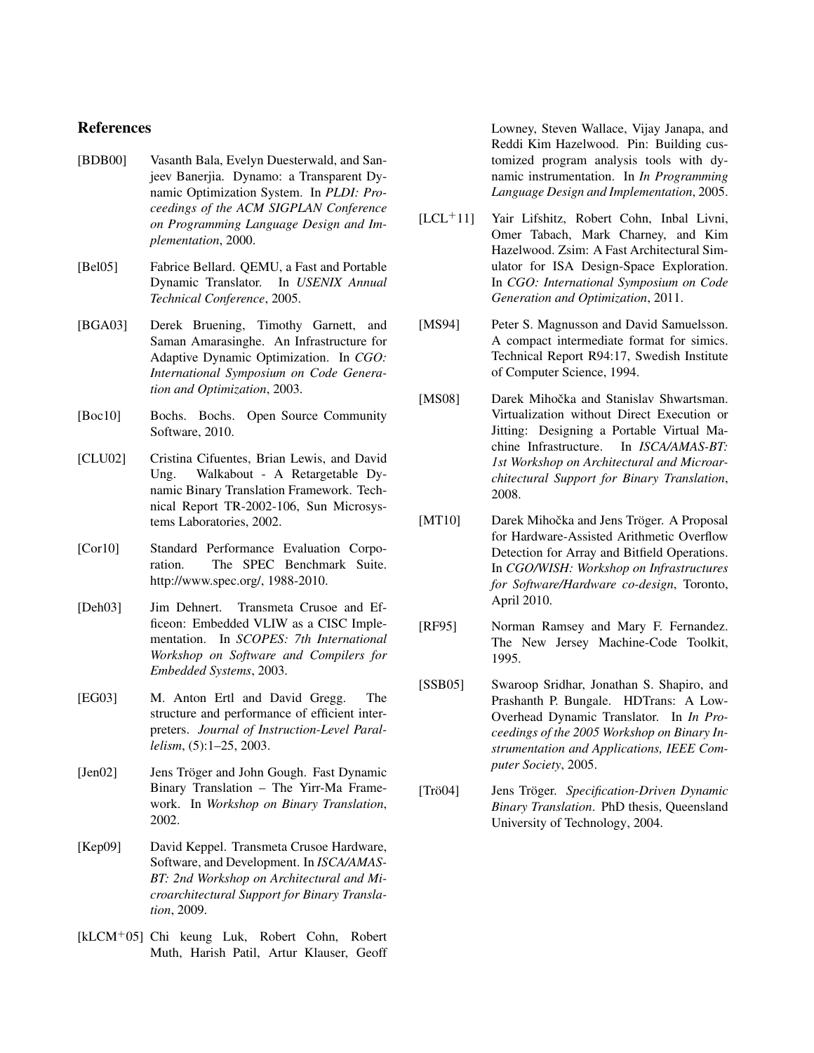## References

[BDB00] Vasanth Bala, Evelyn Duesterwald, and Sanjeev Banerjia. Dynamo: a Transparent Dynamic Optimization System. In *PLDI: Proceedings of the ACM SIGPLAN Conference on Programming Language Design and Implementation*, 2000.

[Bel05] Fabrice Bellard. QEMU, a Fast and Portable Dynamic Translator. In *USENIX Annual Technical Conference*, 2005.

[BGA03] Derek Bruening, Timothy Garnett, and Saman Amarasinghe. An Infrastructure for Adaptive Dynamic Optimization. In *CGO: International Symposium on Code Generation and Optimization*, 2003.

[Boc10] Bochs. Bochs. Open Source Community Software, 2010.

[CLU02] Cristina Cifuentes, Brian Lewis, and David Ung. Walkabout - A Retargetable Dynamic Binary Translation Framework. Technical Report TR-2002-106, Sun Microsystems Laboratories, 2002.

[Cor10] Standard Performance Evaluation Corporation. The SPEC Benchmark Suite. http://www.spec.org/, 1988-2010.

[Deh03] Jim Dehnert. Transmeta Crusoe and Efficeon: Embedded VLIW as a CISC Implementation. In *SCOPES: 7th International Workshop on Software and Compilers for Embedded Systems*, 2003.

[EG03] M. Anton Ertl and David Gregg. The structure and performance of efficient interpreters. *Journal of Instruction-Level Parallelism*, (5):1–25, 2003.

[Jen02] Jens Tröger and John Gough. Fast Dynamic Binary Translation – The Yirr-Ma Framework. In *Workshop on Binary Translation*, 2002.

[Kep09] David Keppel. Transmeta Crusoe Hardware, Software, and Development. In *ISCA/AMAS-BT: 2nd Workshop on Architectural and Microarchitectural Support for Binary Translation*, 2009.

[kLCM+05] Chi keung Luk, Robert Cohn, Robert Muth, Harish Patil, Artur Klauser, Geoff Lowney, Steven Wallace, Vijay Janapa, and Reddi Kim Hazelwood. Pin: Building customized program analysis tools with dynamic instrumentation. In *In Programming Language Design and Implementation*, 2005.

[LCL+11] Yair Lifshitz, Robert Cohn, Inbal Livni, Omer Tabach, Mark Charney, and Kim Hazelwood. Zsim: A Fast Architectural Simulator for ISA Design-Space Exploration. In *CGO: International Symposium on Code Generation and Optimization*, 2011.

[MS94] Peter S. Magnusson and David Samuelsson. A compact intermediate format for simics. Technical Report R94:17, Swedish Institute of Computer Science, 1994.

[MS08] Darek Mihočka and Stanislav Shwartsman. Virtualization without Direct Execution or Jitting: Designing a Portable Virtual Machine Infrastructure. In *ISCA/AMAS-BT: 1st Workshop on Architectural and Microarchitectural Support for Binary Translation*, 2008.

[MT10] Darek Mihočka and Jens Tröger. A Proposal for Hardware-Assisted Arithmetic Overflow Detection for Array and Bitfield Operations. In *CGO/WISH: Workshop on Infrastructures for Software/Hardware co-design*, Toronto, April 2010.

[RF95] Norman Ramsey and Mary F. Fernandez. The New Jersey Machine-Code Toolkit, 1995.

[SSB05] Swaroop Sridhar, Jonathan S. Shapiro, and Prashanth P. Bungale. HDTrans: A Low-Overhead Dynamic Translator. In *In Proceedings of the 2005 Workshop on Binary Instrumentation and Applications, IEEE Computer Society*, 2005.

[Trö04] Jens Tröger. *Specification-Driven Dynamic Binary Translation*. PhD thesis, Queensland University of Technology, 2004.